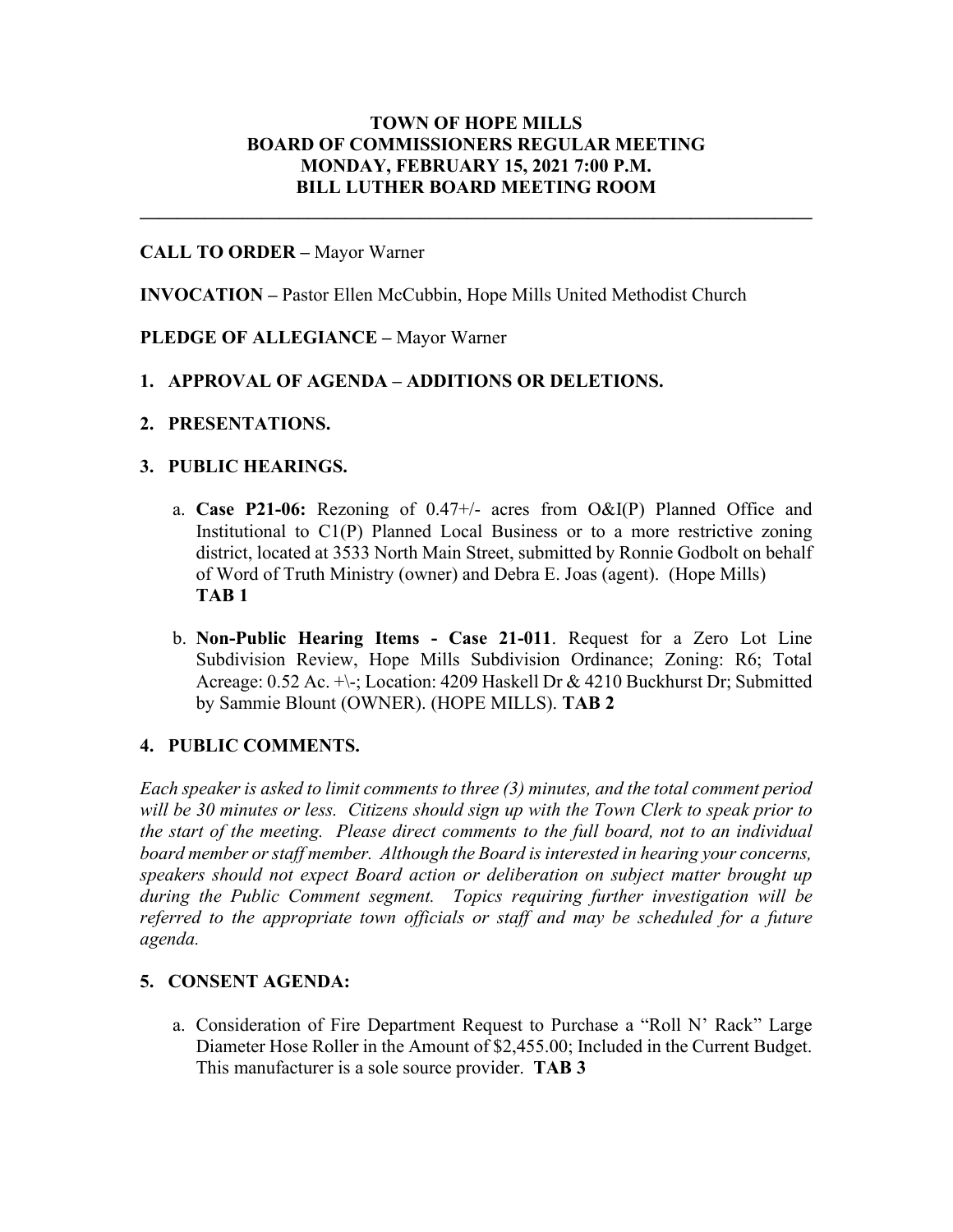# TOWN OF HOPE MILLS
# BOARD OF COMMISSIONERS REGULAR MEETING
# MONDAY, FEBRUARY 15, 2021 7:00 P.M.
# BILL LUTHER BOARD MEETING ROOM

---

**CALL TO ORDER –** Mayor Warner

**INVOCATION –** Pastor Ellen McCubbin, Hope Mills United Methodist Church

**PLEDGE OF ALLEGIANCE –** Mayor Warner

**1. APPROVAL OF AGENDA – ADDITIONS OR DELETIONS.**

**2. PRESENTATIONS.**

**3. PUBLIC HEARINGS.**

a. **Case P21-06:** Rezoning of 0.47+/- acres from O&I(P) Planned Office and Institutional to C1(P) Planned Local Business or to a more restrictive zoning district, located at 3533 North Main Street, submitted by Ronnie Godbolt on behalf of Word of Truth Ministry (owner) and Debra E. Joas (agent). (Hope Mills) **TAB 1**

b. **Non-Public Hearing Items - Case 21-011**. Request for a Zero Lot Line Subdivision Review, Hope Mills Subdivision Ordinance; Zoning: R6; Total Acreage: 0.52 Ac. +\-; Location: 4209 Haskell Dr & 4210 Buckhurst Dr; Submitted by Sammie Blount (OWNER). (HOPE MILLS). **TAB 2**

**4. PUBLIC COMMENTS.**

*Each speaker is asked to limit comments to three (3) minutes, and the total comment period will be 30 minutes or less. Citizens should sign up with the Town Clerk to speak prior to the start of the meeting. Please direct comments to the full board, not to an individual board member or staff member. Although the Board is interested in hearing your concerns, speakers should not expect Board action or deliberation on subject matter brought up during the Public Comment segment. Topics requiring further investigation will be referred to the appropriate town officials or staff and may be scheduled for a future agenda.*

**5. CONSENT AGENDA:**

a. Consideration of Fire Department Request to Purchase a "Roll N' Rack" Large Diameter Hose Roller in the Amount of $2,455.00; Included in the Current Budget. This manufacturer is a sole source provider. **TAB 3**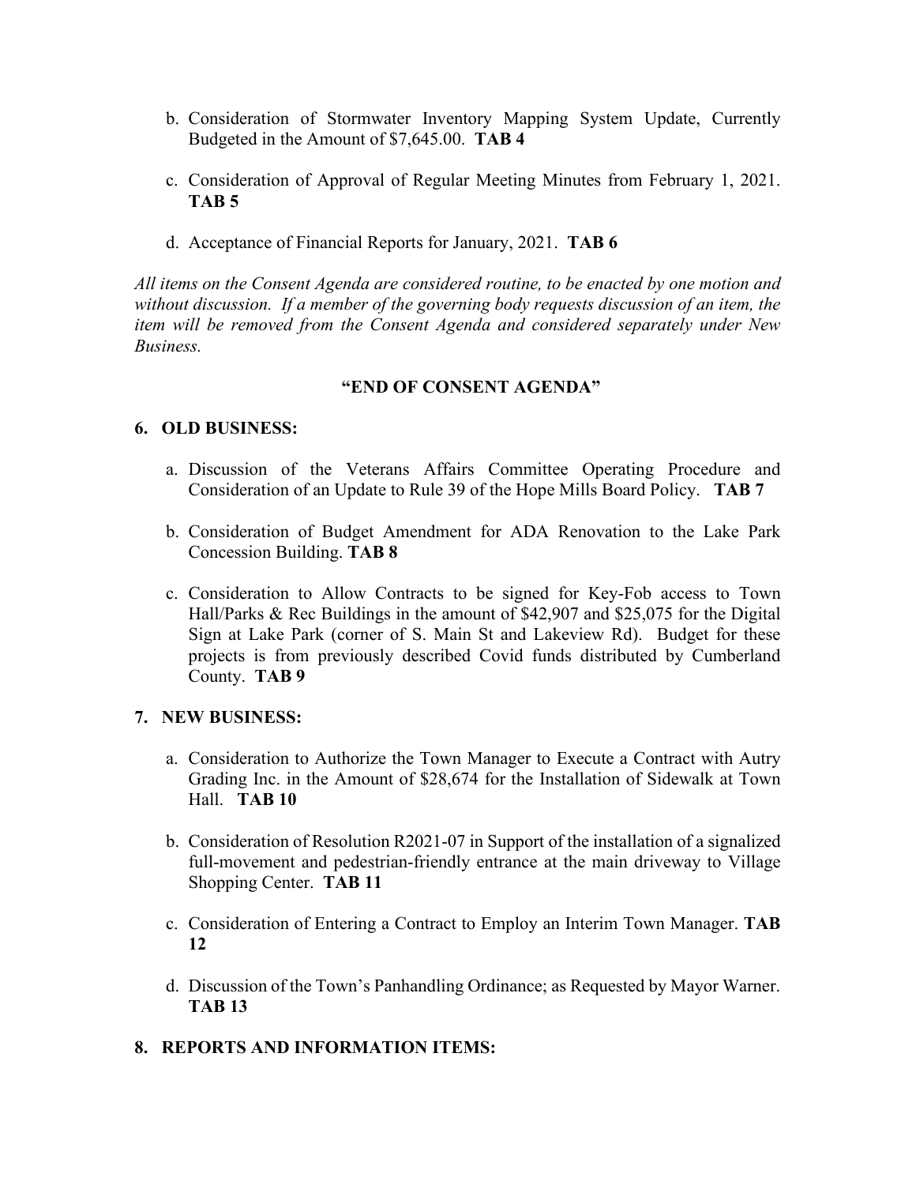b. Consideration of Stormwater Inventory Mapping System Update, Currently Budgeted in the Amount of $7,645.00. **TAB 4**

c. Consideration of Approval of Regular Meeting Minutes from February 1, 2021. **TAB 5**

d. Acceptance of Financial Reports for January, 2021. **TAB 6**

*All items on the Consent Agenda are considered routine, to be enacted by one motion and without discussion. If a member of the governing body requests discussion of an item, the item will be removed from the Consent Agenda and considered separately under New Business.*

**"END OF CONSENT AGENDA"**

**6. OLD BUSINESS:**

a. Discussion of the Veterans Affairs Committee Operating Procedure and Consideration of an Update to Rule 39 of the Hope Mills Board Policy. **TAB 7**

b. Consideration of Budget Amendment for ADA Renovation to the Lake Park Concession Building. **TAB 8**

c. Consideration to Allow Contracts to be signed for Key-Fob access to Town Hall/Parks & Rec Buildings in the amount of $42,907 and $25,075 for the Digital Sign at Lake Park (corner of S. Main St and Lakeview Rd). Budget for these projects is from previously described Covid funds distributed by Cumberland County. **TAB 9**

**7. NEW BUSINESS:**

a. Consideration to Authorize the Town Manager to Execute a Contract with Autry Grading Inc. in the Amount of $28,674 for the Installation of Sidewalk at Town Hall. **TAB 10**

b. Consideration of Resolution R2021-07 in Support of the installation of a signalized full-movement and pedestrian-friendly entrance at the main driveway to Village Shopping Center. **TAB 11**

c. Consideration of Entering a Contract to Employ an Interim Town Manager. **TAB 12**

d. Discussion of the Town's Panhandling Ordinance; as Requested by Mayor Warner. **TAB 13**

**8. REPORTS AND INFORMATION ITEMS:**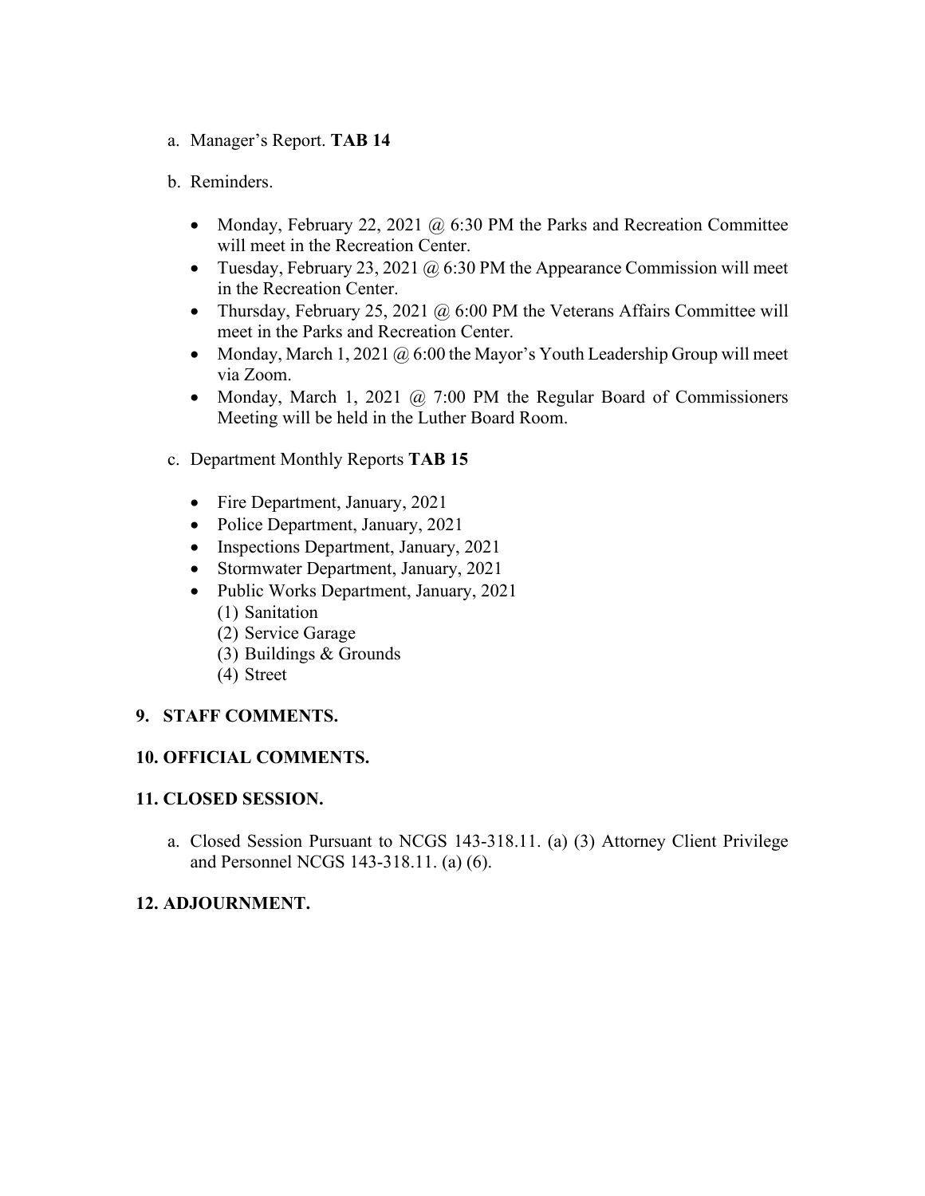a. Manager's Report. **TAB 14**

b. Reminders.

- Monday, February 22, 2021 @ 6:30 PM the Parks and Recreation Committee will meet in the Recreation Center.
- Tuesday, February 23, 2021 @ 6:30 PM the Appearance Commission will meet in the Recreation Center.
- Thursday, February 25, 2021 @ 6:00 PM the Veterans Affairs Committee will meet in the Parks and Recreation Center.
- Monday, March 1, 2021 @ 6:00 the Mayor's Youth Leadership Group will meet via Zoom.
- Monday, March 1, 2021 @ 7:00 PM the Regular Board of Commissioners Meeting will be held in the Luther Board Room.

c. Department Monthly Reports **TAB 15**

- Fire Department, January, 2021
- Police Department, January, 2021
- Inspections Department, January, 2021
- Stormwater Department, January, 2021
- Public Works Department, January, 2021
  (1) Sanitation
  (2) Service Garage
  (3) Buildings & Grounds
  (4) Street

**9. STAFF COMMENTS.**

**10. OFFICIAL COMMENTS.**

**11. CLOSED SESSION.**

a. Closed Session Pursuant to NCGS 143-318.11. (a) (3) Attorney Client Privilege and Personnel NCGS 143-318.11. (a) (6).

**12. ADJOURNMENT.**